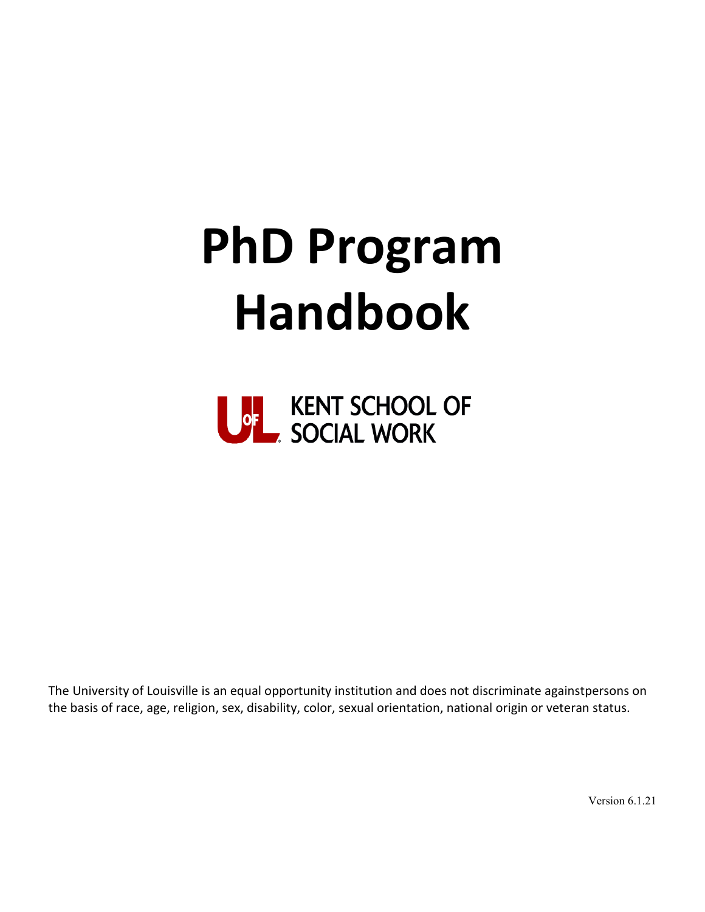# PhD Program Handbook

KENT SCHOOL OF SOCIAL WORK

The University of Louisville is an equal opportunity institution and does not discriminate againstpersons on the basis of race, age, religion, sex, disability, color, sexual orientation, national origin or veteran status.

Version 6.1.21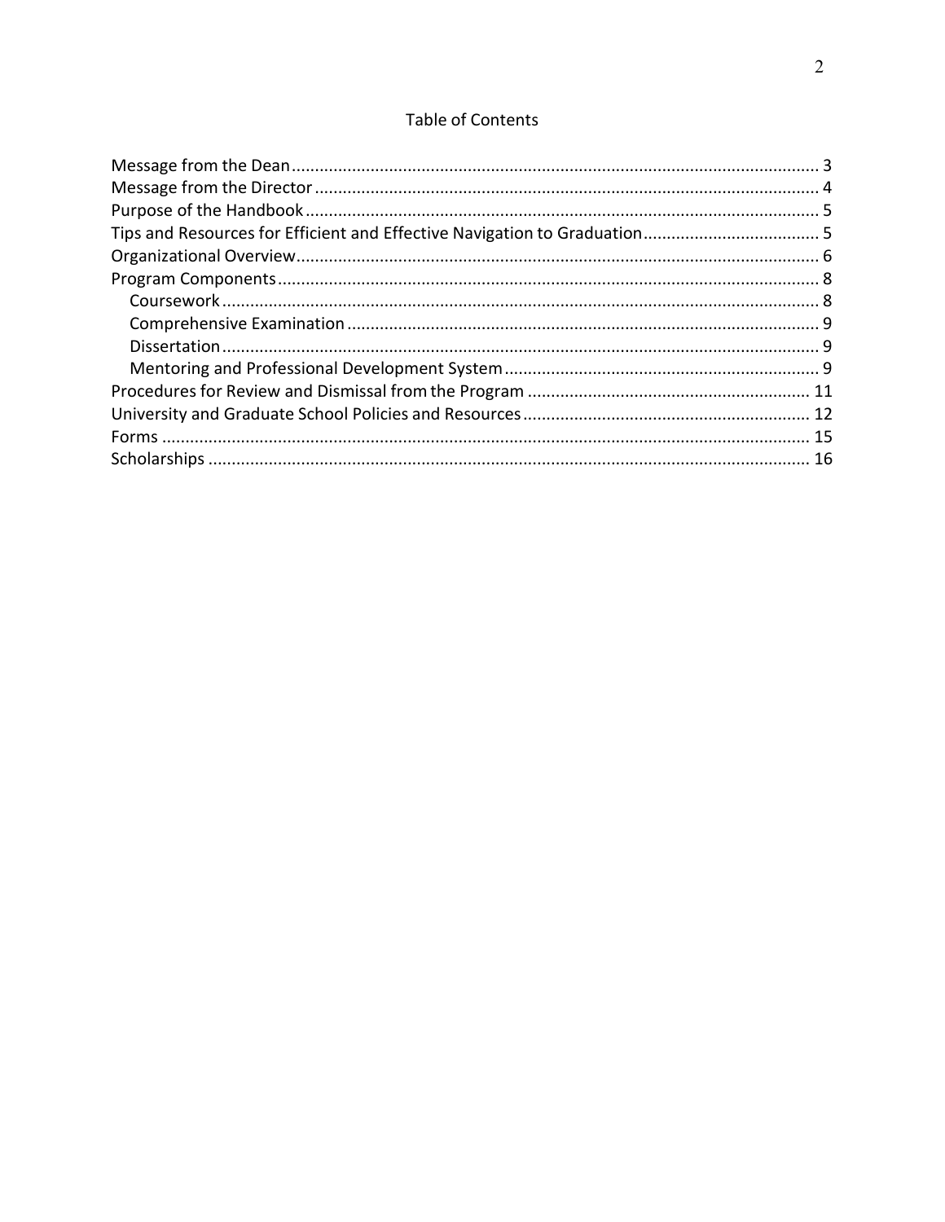# Table of Contents

- Message from the Dean ........ 3
- Message from the Director ........ 4
- Purpose of the Handbook ........ 5
- Tips and Resources for Efficient and Effective Navigation to Graduation ........ 5
- Organizational Overview ........ 6
- Program Components ........ 8
  - Coursework ........ 8
  - Comprehensive Examination ........ 9
  - Dissertation ........ 9
  - Mentoring and Professional Development System ........ 9
- Procedures for Review and Dismissal from the Program ........ 11
- University and Graduate School Policies and Resources ........ 12
- Forms ........ 15
- Scholarships ........ 16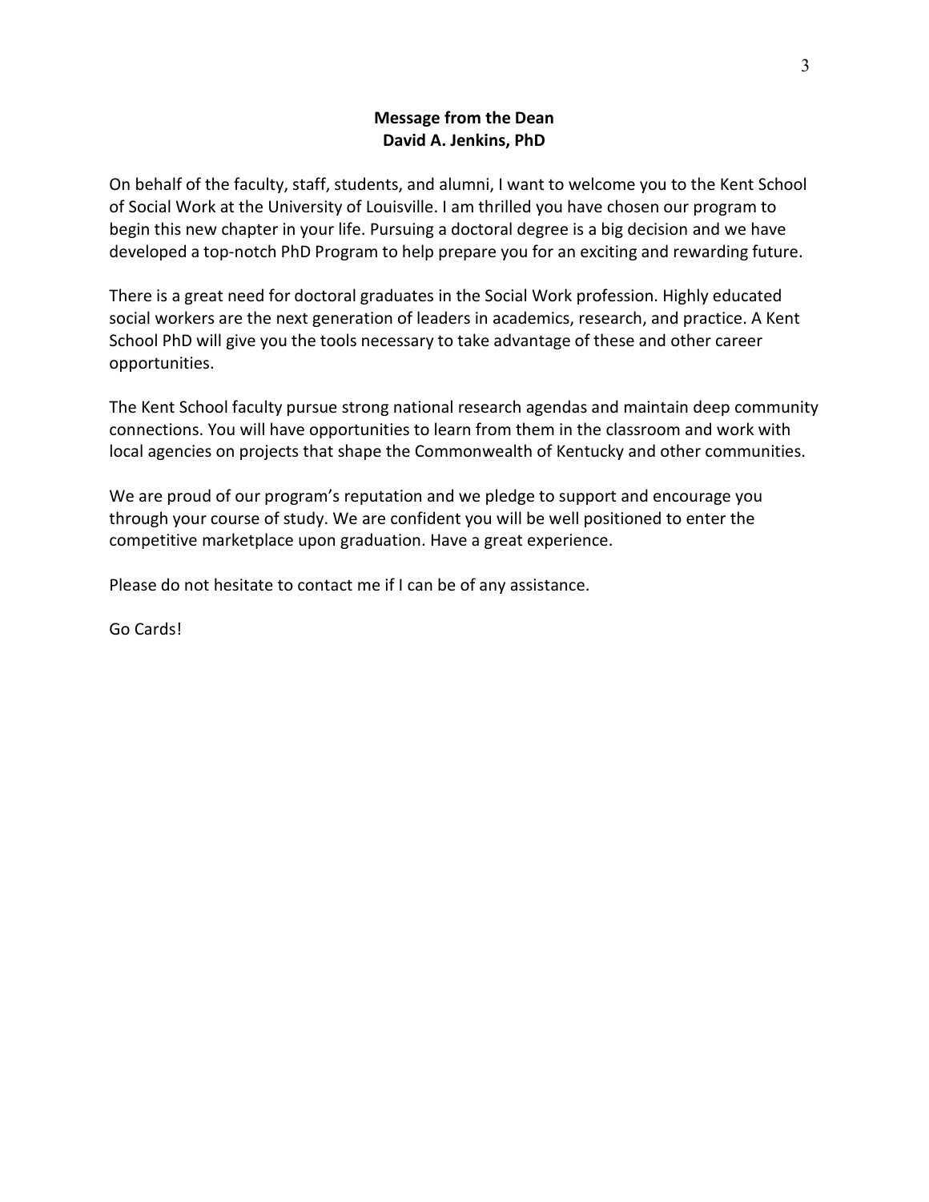## Message from the Dean
## David A. Jenkins, PhD

On behalf of the faculty, staff, students, and alumni, I want to welcome you to the Kent School of Social Work at the University of Louisville. I am thrilled you have chosen our program to begin this new chapter in your life. Pursuing a doctoral degree is a big decision and we have developed a top-notch PhD Program to help prepare you for an exciting and rewarding future.

There is a great need for doctoral graduates in the Social Work profession. Highly educated social workers are the next generation of leaders in academics, research, and practice. A Kent School PhD will give you the tools necessary to take advantage of these and other career opportunities.

The Kent School faculty pursue strong national research agendas and maintain deep community connections. You will have opportunities to learn from them in the classroom and work with local agencies on projects that shape the Commonwealth of Kentucky and other communities.

We are proud of our program's reputation and we pledge to support and encourage you through your course of study. We are confident you will be well positioned to enter the competitive marketplace upon graduation. Have a great experience.

Please do not hesitate to contact me if I can be of any assistance.

Go Cards!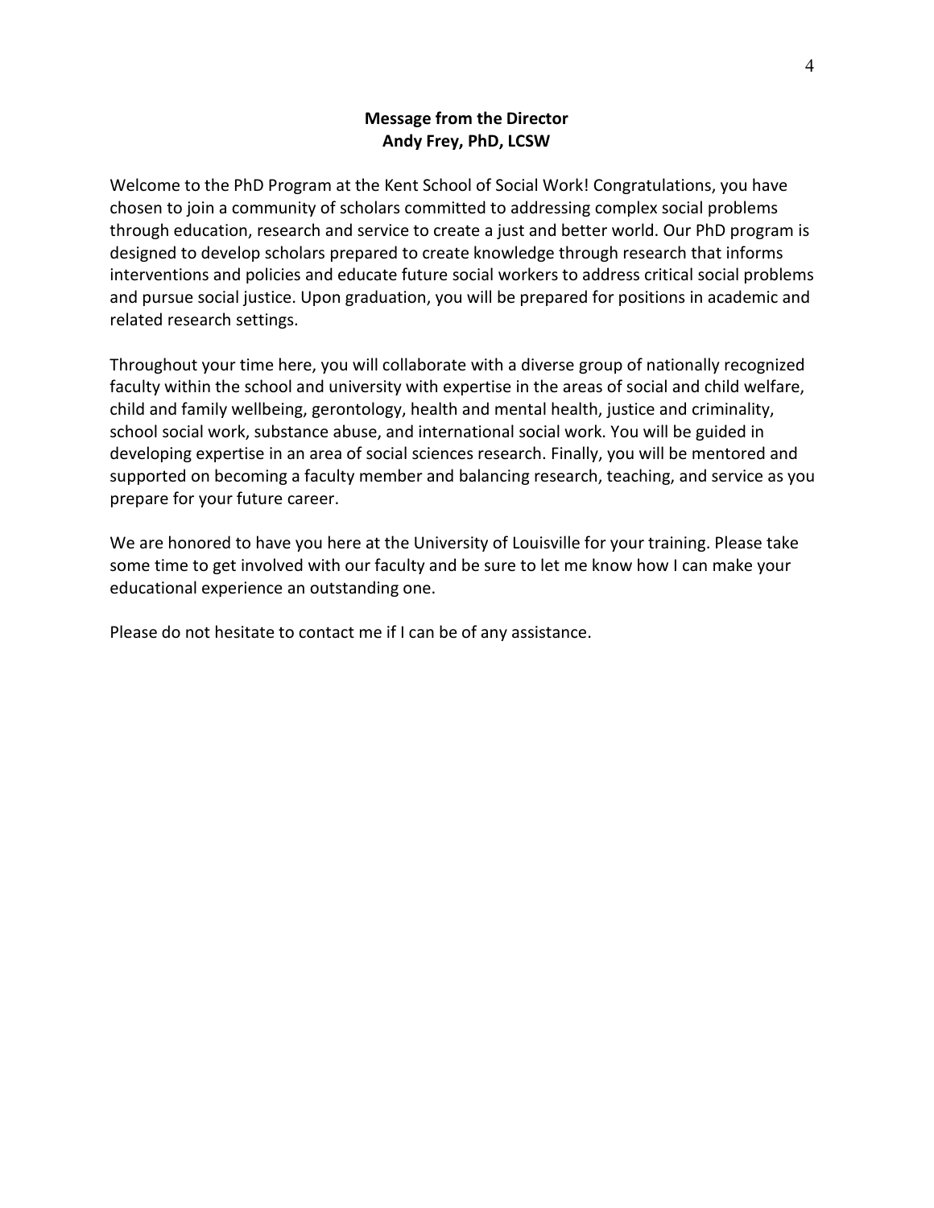## Message from the Director

**Andy Frey, PhD, LCSW**

Welcome to the PhD Program at the Kent School of Social Work! Congratulations, you have chosen to join a community of scholars committed to addressing complex social problems through education, research and service to create a just and better world. Our PhD program is designed to develop scholars prepared to create knowledge through research that informs interventions and policies and educate future social workers to address critical social problems and pursue social justice. Upon graduation, you will be prepared for positions in academic and related research settings.

Throughout your time here, you will collaborate with a diverse group of nationally recognized faculty within the school and university with expertise in the areas of social and child welfare, child and family wellbeing, gerontology, health and mental health, justice and criminality, school social work, substance abuse, and international social work. You will be guided in developing expertise in an area of social sciences research. Finally, you will be mentored and supported on becoming a faculty member and balancing research, teaching, and service as you prepare for your future career.

We are honored to have you here at the University of Louisville for your training. Please take some time to get involved with our faculty and be sure to let me know how I can make your educational experience an outstanding one.

Please do not hesitate to contact me if I can be of any assistance.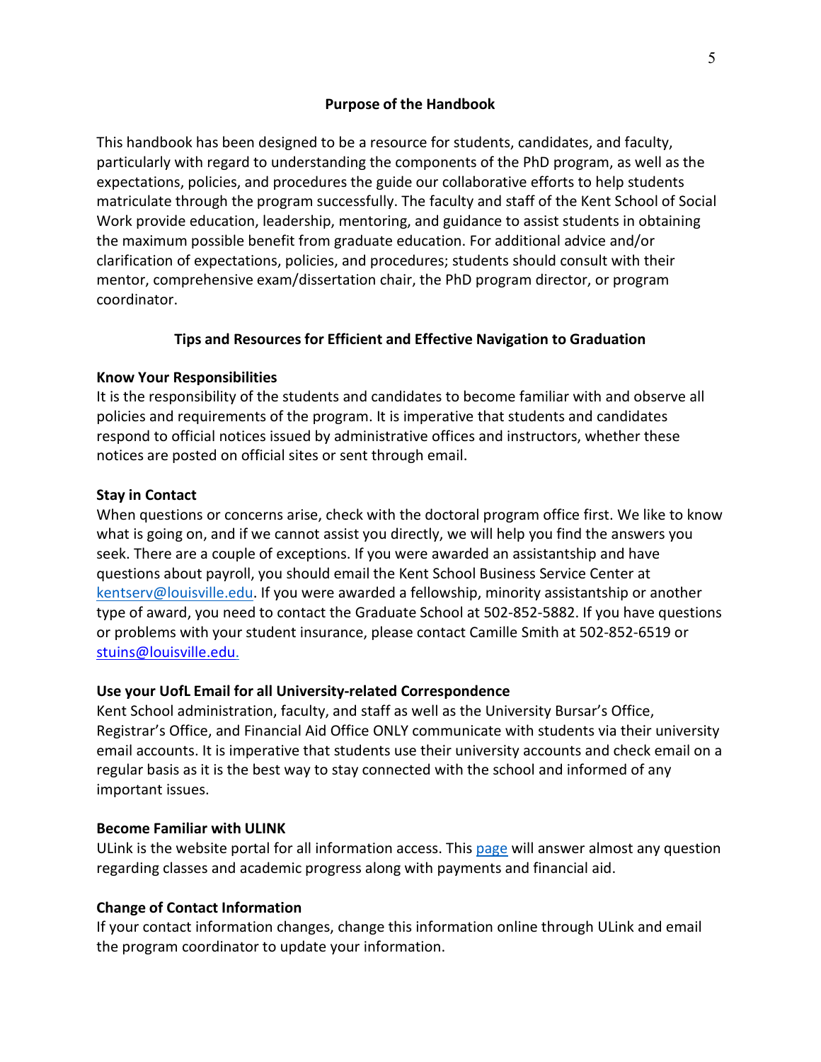## Purpose of the Handbook

This handbook has been designed to be a resource for students, candidates, and faculty, particularly with regard to understanding the components of the PhD program, as well as the expectations, policies, and procedures the guide our collaborative efforts to help students matriculate through the program successfully. The faculty and staff of the Kent School of Social Work provide education, leadership, mentoring, and guidance to assist students in obtaining the maximum possible benefit from graduate education. For additional advice and/or clarification of expectations, policies, and procedures; students should consult with their mentor, comprehensive exam/dissertation chair, the PhD program director, or program coordinator.

## Tips and Resources for Efficient and Effective Navigation to Graduation

**Know Your Responsibilities**

It is the responsibility of the students and candidates to become familiar with and observe all policies and requirements of the program. It is imperative that students and candidates respond to official notices issued by administrative offices and instructors, whether these notices are posted on official sites or sent through email.

**Stay in Contact**

When questions or concerns arise, check with the doctoral program office first. We like to know what is going on, and if we cannot assist you directly, we will help you find the answers you seek. There are a couple of exceptions. If you were awarded an assistantship and have questions about payroll, you should email the Kent School Business Service Center at kentserv@louisville.edu. If you were awarded a fellowship, minority assistantship or another type of award, you need to contact the Graduate School at 502-852-5882. If you have questions or problems with your student insurance, please contact Camille Smith at 502-852-6519 or stuins@louisville.edu.

**Use your UofL Email for all University-related Correspondence**

Kent School administration, faculty, and staff as well as the University Bursar's Office, Registrar's Office, and Financial Aid Office ONLY communicate with students via their university email accounts. It is imperative that students use their university accounts and check email on a regular basis as it is the best way to stay connected with the school and informed of any important issues.

**Become Familiar with ULINK**

ULink is the website portal for all information access. This page will answer almost any question regarding classes and academic progress along with payments and financial aid.

**Change of Contact Information**

If your contact information changes, change this information online through ULink and email the program coordinator to update your information.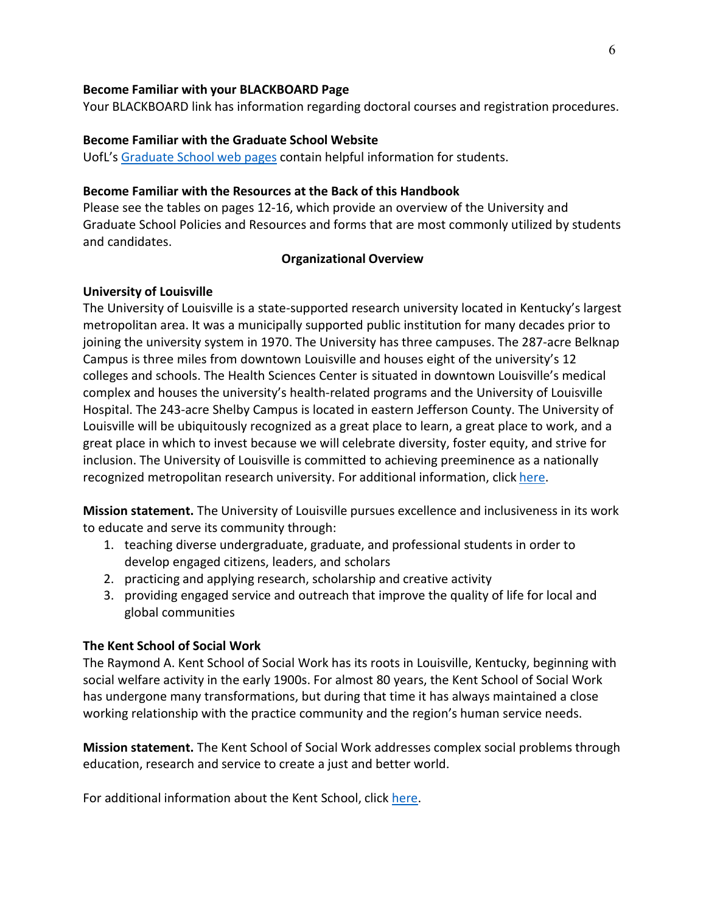**Become Familiar with your BLACKBOARD Page**

Your BLACKBOARD link has information regarding doctoral courses and registration procedures.

**Become Familiar with the Graduate School Website**

UofL's [Graduate School web pages]() contain helpful information for students.

**Become Familiar with the Resources at the Back of this Handbook**

Please see the tables on pages 12-16, which provide an overview of the University and Graduate School Policies and Resources and forms that are most commonly utilized by students and candidates.

## Organizational Overview

**University of Louisville**

The University of Louisville is a state-supported research university located in Kentucky's largest metropolitan area. It was a municipally supported public institution for many decades prior to joining the university system in 1970. The University has three campuses. The 287-acre Belknap Campus is three miles from downtown Louisville and houses eight of the university's 12 colleges and schools. The Health Sciences Center is situated in downtown Louisville's medical complex and houses the university's health-related programs and the University of Louisville Hospital. The 243-acre Shelby Campus is located in eastern Jefferson County. The University of Louisville will be ubiquitously recognized as a great place to learn, a great place to work, and a great place in which to invest because we will celebrate diversity, foster equity, and strive for inclusion. The University of Louisville is committed to achieving preeminence as a nationally recognized metropolitan research university. For additional information, click [here]().

**Mission statement.** The University of Louisville pursues excellence and inclusiveness in its work to educate and serve its community through:

1. teaching diverse undergraduate, graduate, and professional students in order to develop engaged citizens, leaders, and scholars
2. practicing and applying research, scholarship and creative activity
3. providing engaged service and outreach that improve the quality of life for local and global communities

**The Kent School of Social Work**

The Raymond A. Kent School of Social Work has its roots in Louisville, Kentucky, beginning with social welfare activity in the early 1900s. For almost 80 years, the Kent School of Social Work has undergone many transformations, but during that time it has always maintained a close working relationship with the practice community and the region's human service needs.

**Mission statement.** The Kent School of Social Work addresses complex social problems through education, research and service to create a just and better world.

For additional information about the Kent School, click [here]().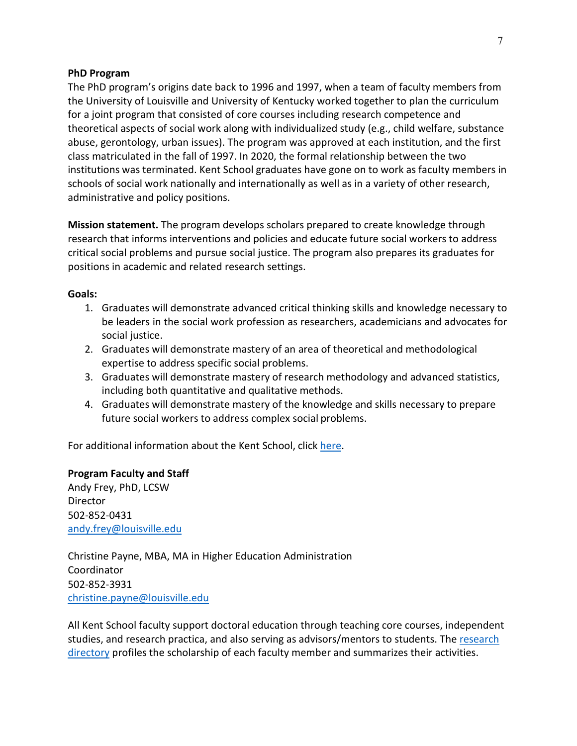**PhD Program**

The PhD program's origins date back to 1996 and 1997, when a team of faculty members from the University of Louisville and University of Kentucky worked together to plan the curriculum for a joint program that consisted of core courses including research competence and theoretical aspects of social work along with individualized study (e.g., child welfare, substance abuse, gerontology, urban issues). The program was approved at each institution, and the first class matriculated in the fall of 1997. In 2020, the formal relationship between the two institutions was terminated. Kent School graduates have gone on to work as faculty members in schools of social work nationally and internationally as well as in a variety of other research, administrative and policy positions.

**Mission statement.** The program develops scholars prepared to create knowledge through research that informs interventions and policies and educate future social workers to address critical social problems and pursue social justice. The program also prepares its graduates for positions in academic and related research settings.

**Goals:**

1. Graduates will demonstrate advanced critical thinking skills and knowledge necessary to be leaders in the social work profession as researchers, academicians and advocates for social justice.
2. Graduates will demonstrate mastery of an area of theoretical and methodological expertise to address specific social problems.
3. Graduates will demonstrate mastery of research methodology and advanced statistics, including both quantitative and qualitative methods.
4. Graduates will demonstrate mastery of the knowledge and skills necessary to prepare future social workers to address complex social problems.

For additional information about the Kent School, click [here](here).

**Program Faculty and Staff**

Andy Frey, PhD, LCSW
Director
502-852-0431
[andy.frey@louisville.edu](mailto:andy.frey@louisville.edu)

Christine Payne, MBA, MA in Higher Education Administration
Coordinator
502-852-3931
[christine.payne@louisville.edu](mailto:christine.payne@louisville.edu)

All Kent School faculty support doctoral education through teaching core courses, independent studies, and research practica, and also serving as advisors/mentors to students. The [research directory](research directory) profiles the scholarship of each faculty member and summarizes their activities.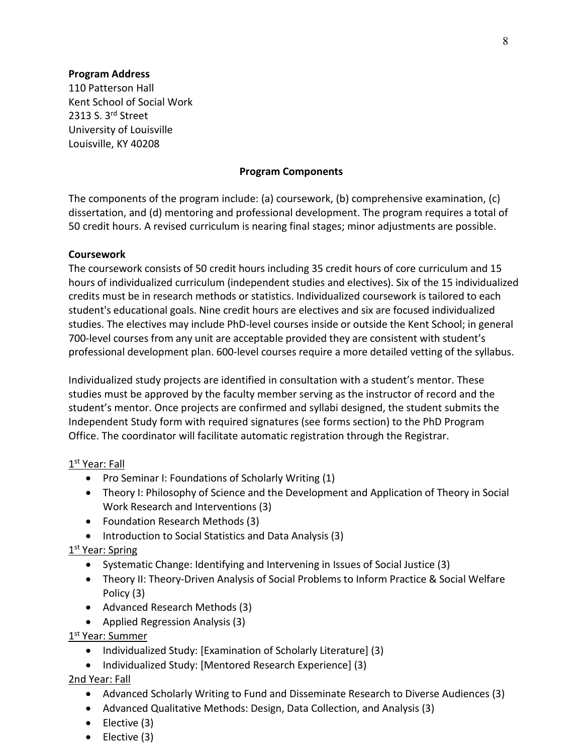**Program Address**
110 Patterson Hall
Kent School of Social Work
2313 S. 3rd Street
University of Louisville
Louisville, KY 40208

## Program Components

The components of the program include: (a) coursework, (b) comprehensive examination, (c) dissertation, and (d) mentoring and professional development. The program requires a total of 50 credit hours. A revised curriculum is nearing final stages; minor adjustments are possible.

### Coursework

The coursework consists of 50 credit hours including 35 credit hours of core curriculum and 15 hours of individualized curriculum (independent studies and electives). Six of the 15 individualized credits must be in research methods or statistics. Individualized coursework is tailored to each student's educational goals. Nine credit hours are electives and six are focused individualized studies. The electives may include PhD-level courses inside or outside the Kent School; in general 700-level courses from any unit are acceptable provided they are consistent with student's professional development plan. 600-level courses require a more detailed vetting of the syllabus.

Individualized study projects are identified in consultation with a student's mentor. These studies must be approved by the faculty member serving as the instructor of record and the student's mentor. Once projects are confirmed and syllabi designed, the student submits the Independent Study form with required signatures (see forms section) to the PhD Program Office. The coordinator will facilitate automatic registration through the Registrar.

1st Year: Fall

- Pro Seminar I: Foundations of Scholarly Writing (1)
- Theory I: Philosophy of Science and the Development and Application of Theory in Social Work Research and Interventions (3)
- Foundation Research Methods (3)
- Introduction to Social Statistics and Data Analysis (3)

1st Year: Spring

- Systematic Change: Identifying and Intervening in Issues of Social Justice (3)
- Theory II: Theory-Driven Analysis of Social Problems to Inform Practice & Social Welfare Policy (3)
- Advanced Research Methods (3)
- Applied Regression Analysis (3)

1st Year: Summer

- Individualized Study: [Examination of Scholarly Literature] (3)
- Individualized Study: [Mentored Research Experience] (3)

2nd Year: Fall

- Advanced Scholarly Writing to Fund and Disseminate Research to Diverse Audiences (3)
- Advanced Qualitative Methods: Design, Data Collection, and Analysis (3)
- Elective (3)
- Elective (3)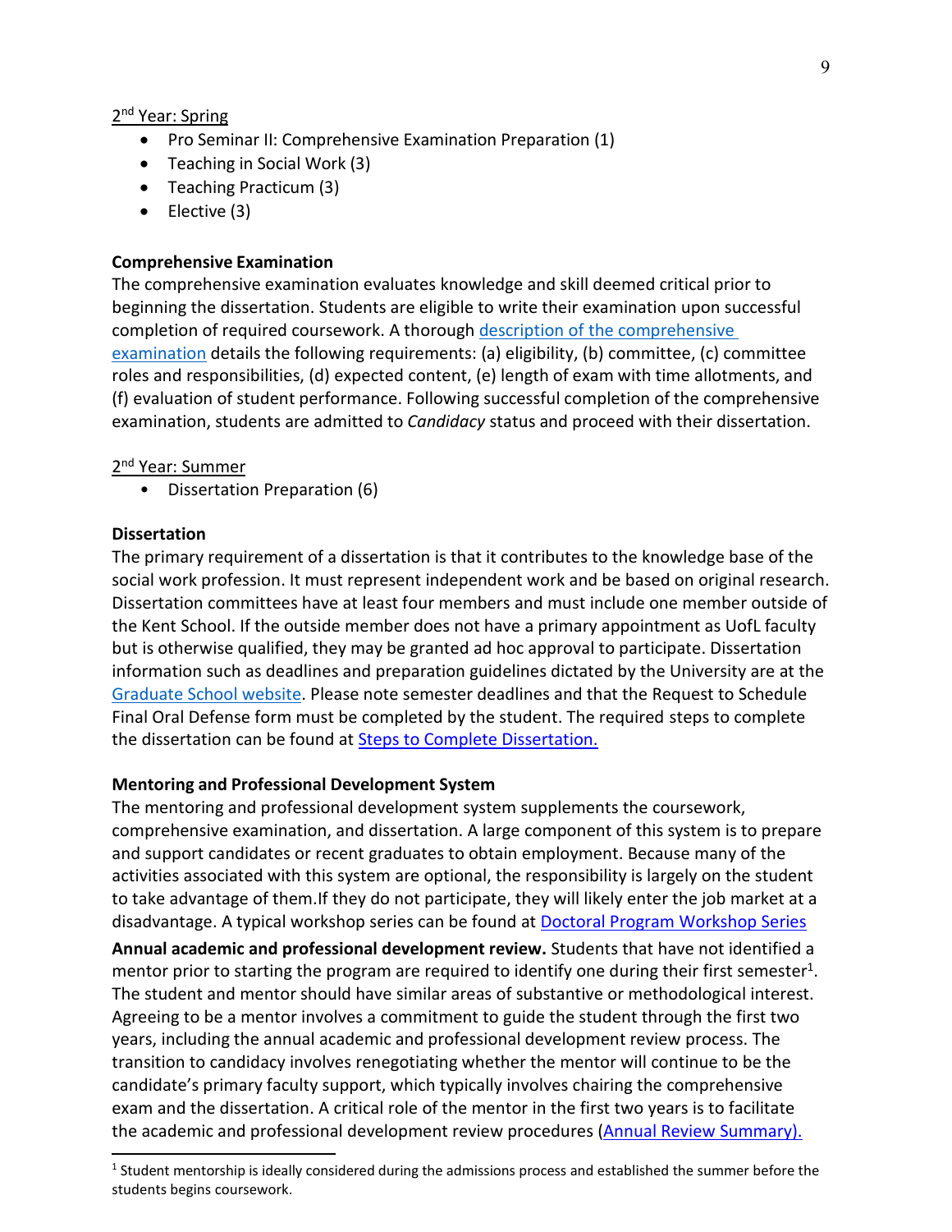2nd Year: Spring

- Pro Seminar II: Comprehensive Examination Preparation (1)
- Teaching in Social Work (3)
- Teaching Practicum (3)
- Elective (3)

**Comprehensive Examination**

The comprehensive examination evaluates knowledge and skill deemed critical prior to beginning the dissertation. Students are eligible to write their examination upon successful completion of required coursework. A thorough description of the comprehensive examination details the following requirements: (a) eligibility, (b) committee, (c) committee roles and responsibilities, (d) expected content, (e) length of exam with time allotments, and (f) evaluation of student performance. Following successful completion of the comprehensive examination, students are admitted to *Candidacy* status and proceed with their dissertation.

2nd Year: Summer

- Dissertation Preparation (6)

**Dissertation**

The primary requirement of a dissertation is that it contributes to the knowledge base of the social work profession. It must represent independent work and be based on original research. Dissertation committees have at least four members and must include one member outside of the Kent School. If the outside member does not have a primary appointment as UofL faculty but is otherwise qualified, they may be granted ad hoc approval to participate. Dissertation information such as deadlines and preparation guidelines dictated by the University are at the Graduate School website. Please note semester deadlines and that the Request to Schedule Final Oral Defense form must be completed by the student. The required steps to complete the dissertation can be found at Steps to Complete Dissertation.

**Mentoring and Professional Development System**

The mentoring and professional development system supplements the coursework, comprehensive examination, and dissertation. A large component of this system is to prepare and support candidates or recent graduates to obtain employment. Because many of the activities associated with this system are optional, the responsibility is largely on the student to take advantage of them.If they do not participate, they will likely enter the job market at a disadvantage. A typical workshop series can be found at Doctoral Program Workshop Series

**Annual academic and professional development review.** Students that have not identified a mentor prior to starting the program are required to identify one during their first semester[1]. The student and mentor should have similar areas of substantive or methodological interest. Agreeing to be a mentor involves a commitment to guide the student through the first two years, including the annual academic and professional development review process. The transition to candidacy involves renegotiating whether the mentor will continue to be the candidate's primary faculty support, which typically involves chairing the comprehensive exam and the dissertation. A critical role of the mentor in the first two years is to facilitate the academic and professional development review procedures (Annual Review Summary).

[1] Student mentorship is ideally considered during the admissions process and established the summer before the students begins coursework.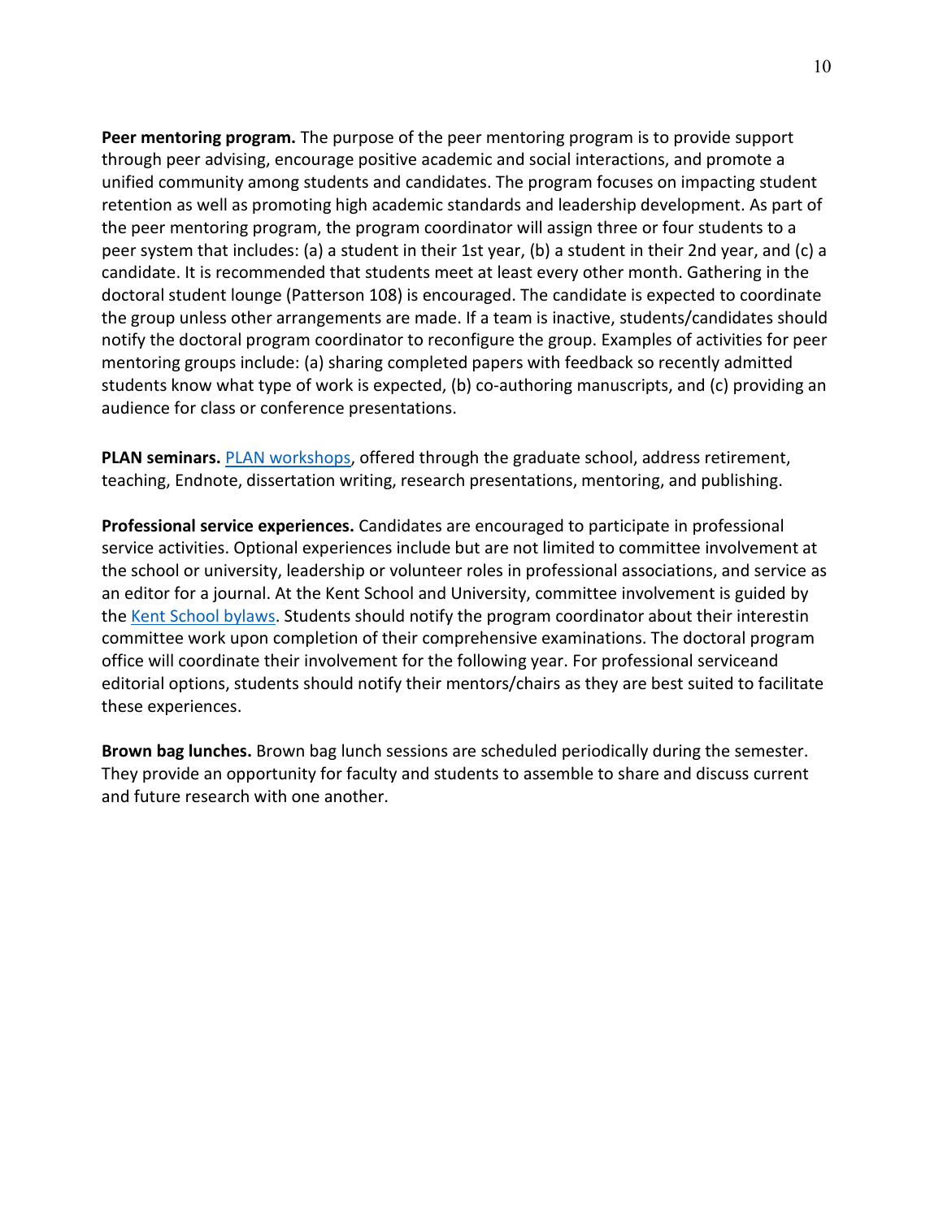**Peer mentoring program.** The purpose of the peer mentoring program is to provide support through peer advising, encourage positive academic and social interactions, and promote a unified community among students and candidates. The program focuses on impacting student retention as well as promoting high academic standards and leadership development. As part of the peer mentoring program, the program coordinator will assign three or four students to a peer system that includes: (a) a student in their 1st year, (b) a student in their 2nd year, and (c) a candidate. It is recommended that students meet at least every other month. Gathering in the doctoral student lounge (Patterson 108) is encouraged. The candidate is expected to coordinate the group unless other arrangements are made. If a team is inactive, students/candidates should notify the doctoral program coordinator to reconfigure the group. Examples of activities for peer mentoring groups include: (a) sharing completed papers with feedback so recently admitted students know what type of work is expected, (b) co-authoring manuscripts, and (c) providing an audience for class or conference presentations.

**PLAN seminars.** PLAN workshops, offered through the graduate school, address retirement, teaching, Endnote, dissertation writing, research presentations, mentoring, and publishing.

**Professional service experiences.** Candidates are encouraged to participate in professional service activities. Optional experiences include but are not limited to committee involvement at the school or university, leadership or volunteer roles in professional associations, and service as an editor for a journal. At the Kent School and University, committee involvement is guided by the Kent School bylaws. Students should notify the program coordinator about their interestin committee work upon completion of their comprehensive examinations. The doctoral program office will coordinate their involvement for the following year. For professional serviceand editorial options, students should notify their mentors/chairs as they are best suited to facilitate these experiences.

**Brown bag lunches.** Brown bag lunch sessions are scheduled periodically during the semester. They provide an opportunity for faculty and students to assemble to share and discuss current and future research with one another.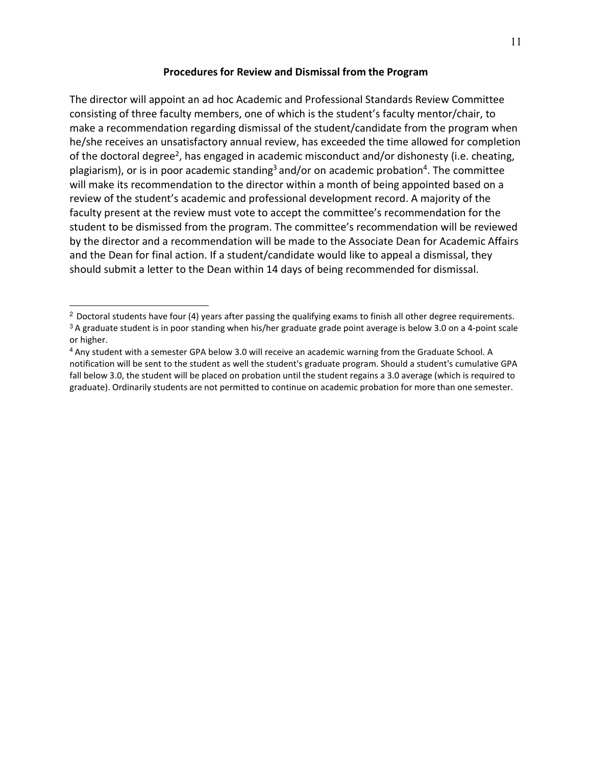**Procedures for Review and Dismissal from the Program**

The director will appoint an ad hoc Academic and Professional Standards Review Committee consisting of three faculty members, one of which is the student's faculty mentor/chair, to make a recommendation regarding dismissal of the student/candidate from the program when he/she receives an unsatisfactory annual review, has exceeded the time allowed for completion of the doctoral degree[2], has engaged in academic misconduct and/or dishonesty (i.e. cheating, plagiarism), or is in poor academic standing[3] and/or on academic probation[4]. The committee will make its recommendation to the director within a month of being appointed based on a review of the student's academic and professional development record. A majority of the faculty present at the review must vote to accept the committee's recommendation for the student to be dismissed from the program. The committee's recommendation will be reviewed by the director and a recommendation will be made to the Associate Dean for Academic Affairs and the Dean for final action. If a student/candidate would like to appeal a dismissal, they should submit a letter to the Dean within 14 days of being recommended for dismissal.

---

[2] Doctoral students have four (4) years after passing the qualifying exams to finish all other degree requirements.

[3] A graduate student is in poor standing when his/her graduate grade point average is below 3.0 on a 4-point scale or higher.

[4] Any student with a semester GPA below 3.0 will receive an academic warning from the Graduate School. A notification will be sent to the student as well the student's graduate program. Should a student's cumulative GPA fall below 3.0, the student will be placed on probation until the student regains a 3.0 average (which is required to graduate). Ordinarily students are not permitted to continue on academic probation for more than one semester.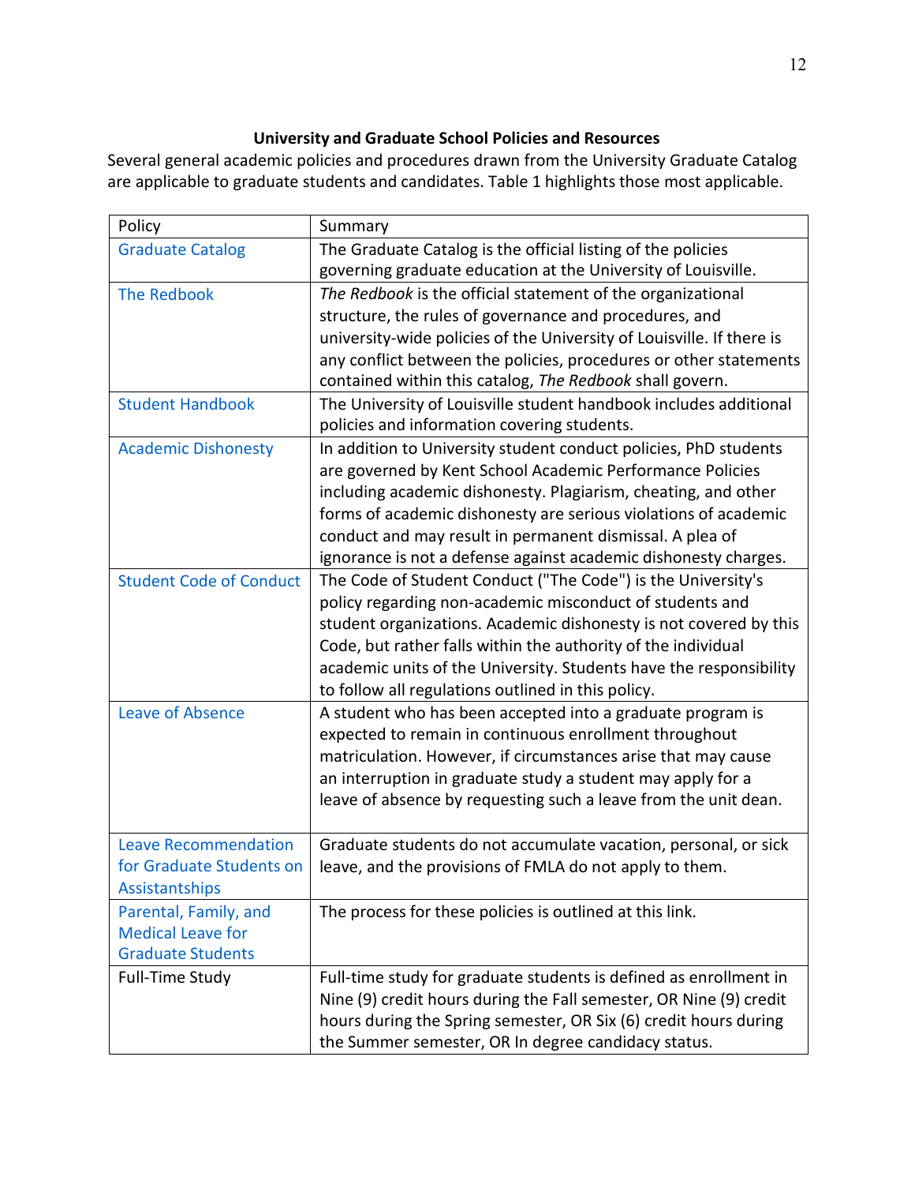**University and Graduate School Policies and Resources**

Several general academic policies and procedures drawn from the University Graduate Catalog are applicable to graduate students and candidates. Table 1 highlights those most applicable.

| Policy | Summary |
|---|---|
| Graduate Catalog | The Graduate Catalog is the official listing of the policies governing graduate education at the University of Louisville. |
| The Redbook | *The Redbook* is the official statement of the organizational structure, the rules of governance and procedures, and university-wide policies of the University of Louisville. If there is any conflict between the policies, procedures or other statements contained within this catalog, *The Redbook* shall govern. |
| Student Handbook | The University of Louisville student handbook includes additional policies and information covering students. |
| Academic Dishonesty | In addition to University student conduct policies, PhD students are governed by Kent School Academic Performance Policies including academic dishonesty. Plagiarism, cheating, and other forms of academic dishonesty are serious violations of academic conduct and may result in permanent dismissal. A plea of ignorance is not a defense against academic dishonesty charges. |
| Student Code of Conduct | The Code of Student Conduct ("The Code") is the University's policy regarding non-academic misconduct of students and student organizations. Academic dishonesty is not covered by this Code, but rather falls within the authority of the individual academic units of the University. Students have the responsibility to follow all regulations outlined in this policy. |
| Leave of Absence | A student who has been accepted into a graduate program is expected to remain in continuous enrollment throughout matriculation. However, if circumstances arise that may cause an interruption in graduate study a student may apply for a leave of absence by requesting such a leave from the unit dean. |
| Leave Recommendation for Graduate Students on Assistantships | Graduate students do not accumulate vacation, personal, or sick leave, and the provisions of FMLA do not apply to them. |
| Parental, Family, and Medical Leave for Graduate Students | The process for these policies is outlined at this link. |
| Full-Time Study | Full-time study for graduate students is defined as enrollment in Nine (9) credit hours during the Fall semester, OR Nine (9) credit hours during the Spring semester, OR Six (6) credit hours during the Summer semester, OR In degree candidacy status. |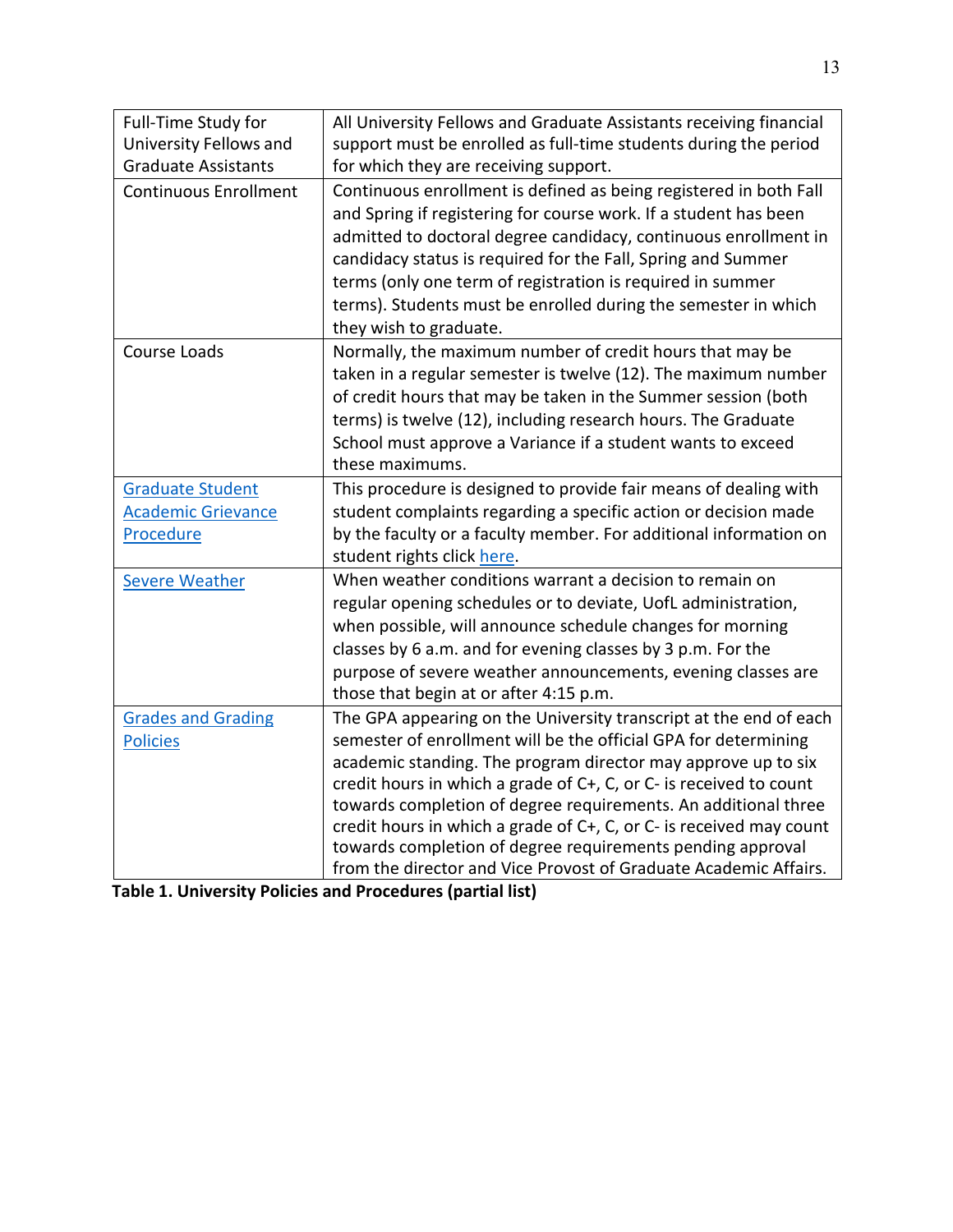| | |
|---|---|
| Full-Time Study for University Fellows and Graduate Assistants | All University Fellows and Graduate Assistants receiving financial support must be enrolled as full-time students during the period for which they are receiving support. |
| Continuous Enrollment | Continuous enrollment is defined as being registered in both Fall and Spring if registering for course work. If a student has been admitted to doctoral degree candidacy, continuous enrollment in candidacy status is required for the Fall, Spring and Summer terms (only one term of registration is required in summer terms). Students must be enrolled during the semester in which they wish to graduate. |
| Course Loads | Normally, the maximum number of credit hours that may be taken in a regular semester is twelve (12). The maximum number of credit hours that may be taken in the Summer session (both terms) is twelve (12), including research hours. The Graduate School must approve a Variance if a student wants to exceed these maximums. |
| Graduate Student Academic Grievance Procedure | This procedure is designed to provide fair means of dealing with student complaints regarding a specific action or decision made by the faculty or a faculty member. For additional information on student rights click here. |
| Severe Weather | When weather conditions warrant a decision to remain on regular opening schedules or to deviate, UofL administration, when possible, will announce schedule changes for morning classes by 6 a.m. and for evening classes by 3 p.m. For the purpose of severe weather announcements, evening classes are those that begin at or after 4:15 p.m. |
| Grades and Grading Policies | The GPA appearing on the University transcript at the end of each semester of enrollment will be the official GPA for determining academic standing. The program director may approve up to six credit hours in which a grade of C+, C, or C- is received to count towards completion of degree requirements. An additional three credit hours in which a grade of C+, C, or C- is received may count towards completion of degree requirements pending approval from the director and Vice Provost of Graduate Academic Affairs. |

**Table 1. University Policies and Procedures (partial list)**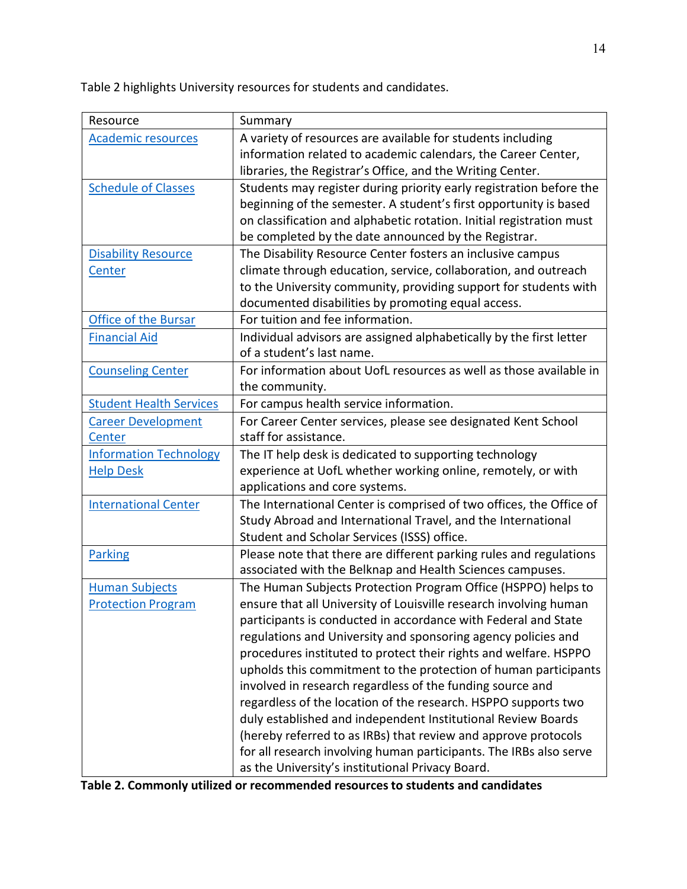Table 2 highlights University resources for students and candidates.

| Resource | Summary |
|---|---|
| Academic resources | A variety of resources are available for students including information related to academic calendars, the Career Center, libraries, the Registrar's Office, and the Writing Center. |
| Schedule of Classes | Students may register during priority early registration before the beginning of the semester. A student's first opportunity is based on classification and alphabetic rotation. Initial registration must be completed by the date announced by the Registrar. |
| Disability Resource Center | The Disability Resource Center fosters an inclusive campus climate through education, service, collaboration, and outreach to the University community, providing support for students with documented disabilities by promoting equal access. |
| Office of the Bursar | For tuition and fee information. |
| Financial Aid | Individual advisors are assigned alphabetically by the first letter of a student's last name. |
| Counseling Center | For information about UofL resources as well as those available in the community. |
| Student Health Services | For campus health service information. |
| Career Development Center | For Career Center services, please see designated Kent School staff for assistance. |
| Information Technology Help Desk | The IT help desk is dedicated to supporting technology experience at UofL whether working online, remotely, or with applications and core systems. |
| International Center | The International Center is comprised of two offices, the Office of Study Abroad and International Travel, and the International Student and Scholar Services (ISSS) office. |
| Parking | Please note that there are different parking rules and regulations associated with the Belknap and Health Sciences campuses. |
| Human Subjects Protection Program | The Human Subjects Protection Program Office (HSPPO) helps to ensure that all University of Louisville research involving human participants is conducted in accordance with Federal and State regulations and University and sponsoring agency policies and procedures instituted to protect their rights and welfare. HSPPO upholds this commitment to the protection of human participants involved in research regardless of the funding source and regardless of the location of the research. HSPPO supports two duly established and independent Institutional Review Boards (hereby referred to as IRBs) that review and approve protocols for all research involving human participants. The IRBs also serve as the University's institutional Privacy Board. |

**Table 2. Commonly utilized or recommended resources to students and candidates**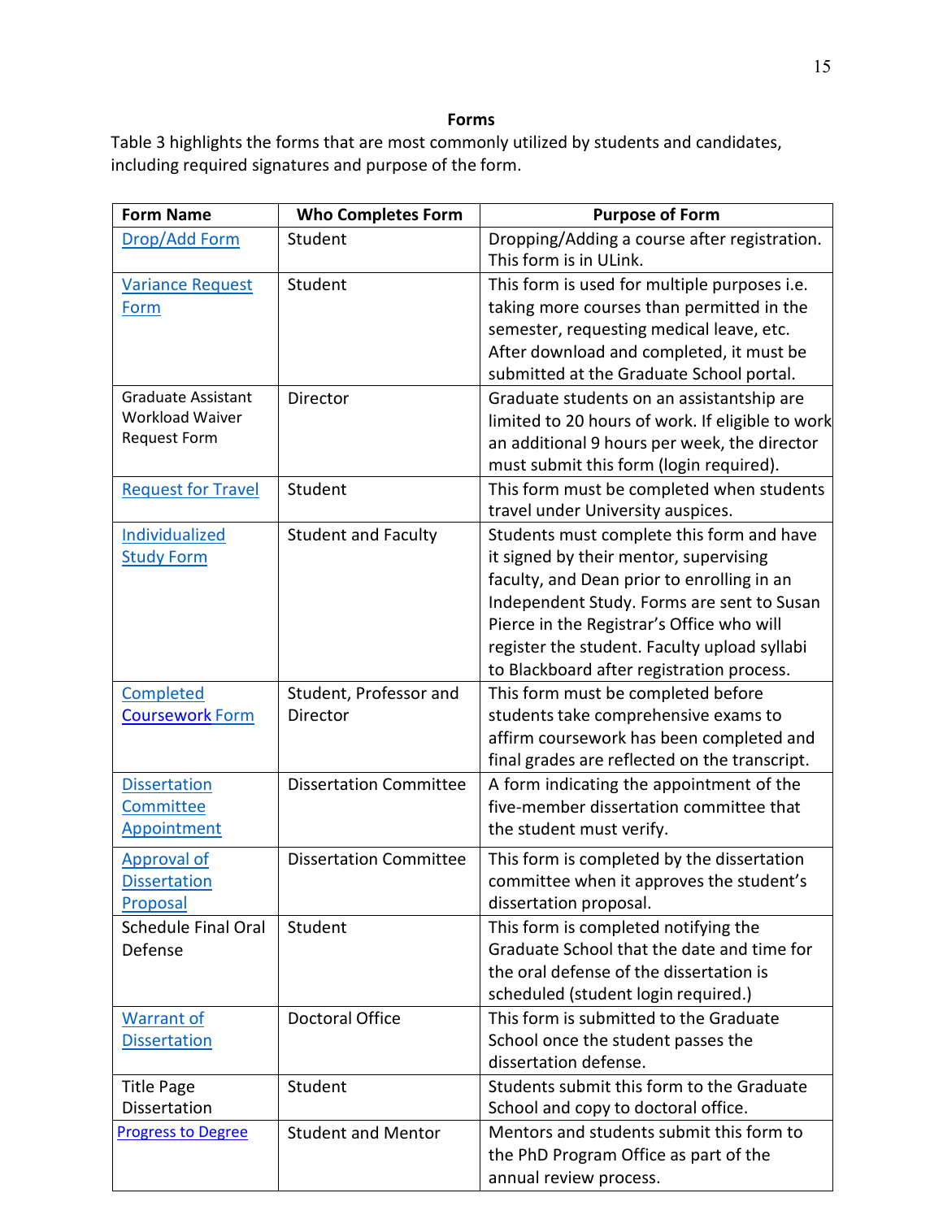## Forms

Table 3 highlights the forms that are most commonly utilized by students and candidates, including required signatures and purpose of the form.

| Form Name | Who Completes Form | Purpose of Form |
|---|---|---|
| Drop/Add Form | Student | Dropping/Adding a course after registration. This form is in ULink. |
| Variance Request Form | Student | This form is used for multiple purposes i.e. taking more courses than permitted in the semester, requesting medical leave, etc. After download and completed, it must be submitted at the Graduate School portal. |
| Graduate Assistant Workload Waiver Request Form | Director | Graduate students on an assistantship are limited to 20 hours of work. If eligible to work an additional 9 hours per week, the director must submit this form (login required). |
| Request for Travel | Student | This form must be completed when students travel under University auspices. |
| Individualized Study Form | Student and Faculty | Students must complete this form and have it signed by their mentor, supervising faculty, and Dean prior to enrolling in an Independent Study. Forms are sent to Susan Pierce in the Registrar's Office who will register the student. Faculty upload syllabi to Blackboard after registration process. |
| Completed Coursework Form | Student, Professor and Director | This form must be completed before students take comprehensive exams to affirm coursework has been completed and final grades are reflected on the transcript. |
| Dissertation Committee Appointment | Dissertation Committee | A form indicating the appointment of the five-member dissertation committee that the student must verify. |
| Approval of Dissertation Proposal | Dissertation Committee | This form is completed by the dissertation committee when it approves the student's dissertation proposal. |
| Schedule Final Oral Defense | Student | This form is completed notifying the Graduate School that the date and time for the oral defense of the dissertation is scheduled (student login required.) |
| Warrant of Dissertation | Doctoral Office | This form is submitted to the Graduate School once the student passes the dissertation defense. |
| Title Page Dissertation | Student | Students submit this form to the Graduate School and copy to doctoral office. |
| Progress to Degree | Student and Mentor | Mentors and students submit this form to the PhD Program Office as part of the annual review process. |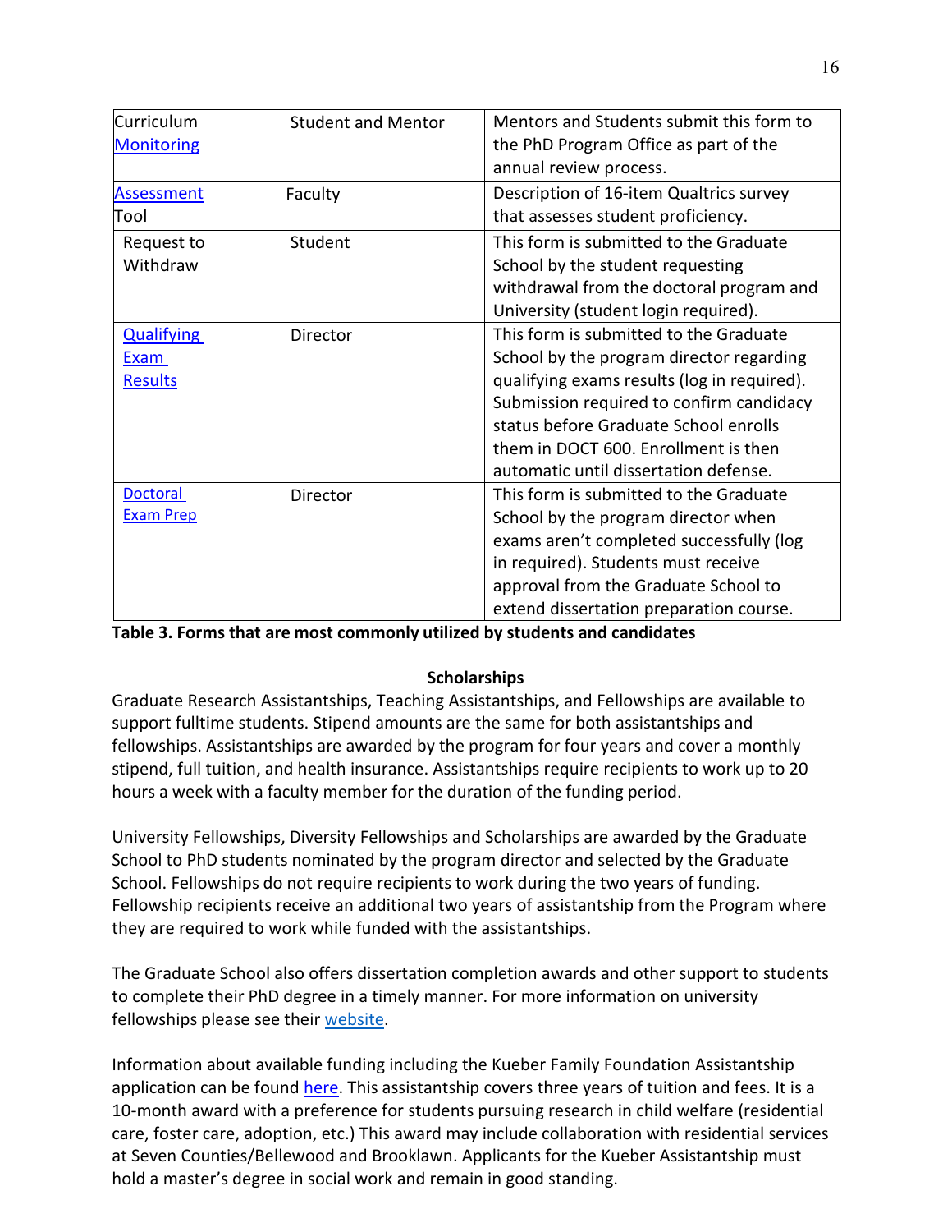| | | |
|---|---|---|
| Curriculum Monitoring | Student and Mentor | Mentors and Students submit this form to the PhD Program Office as part of the annual review process. |
| Assessment Tool | Faculty | Description of 16-item Qualtrics survey that assesses student proficiency. |
| Request to Withdraw | Student | This form is submitted to the Graduate School by the student requesting withdrawal from the doctoral program and University (student login required). |
| Qualifying Exam Results | Director | This form is submitted to the Graduate School by the program director regarding qualifying exams results (log in required). Submission required to confirm candidacy status before Graduate School enrolls them in DOCT 600. Enrollment is then automatic until dissertation defense. |
| Doctoral Exam Prep | Director | This form is submitted to the Graduate School by the program director when exams aren't completed successfully (log in required). Students must receive approval from the Graduate School to extend dissertation preparation course. |

**Table 3. Forms that are most commonly utilized by students and candidates**

## Scholarships

Graduate Research Assistantships, Teaching Assistantships, and Fellowships are available to support fulltime students. Stipend amounts are the same for both assistantships and fellowships. Assistantships are awarded by the program for four years and cover a monthly stipend, full tuition, and health insurance. Assistantships require recipients to work up to 20 hours a week with a faculty member for the duration of the funding period.

University Fellowships, Diversity Fellowships and Scholarships are awarded by the Graduate School to PhD students nominated by the program director and selected by the Graduate School. Fellowships do not require recipients to work during the two years of funding. Fellowship recipients receive an additional two years of assistantship from the Program where they are required to work while funded with the assistantships.

The Graduate School also offers dissertation completion awards and other support to students to complete their PhD degree in a timely manner. For more information on university fellowships please see their website.

Information about available funding including the Kueber Family Foundation Assistantship application can be found here. This assistantship covers three years of tuition and fees. It is a 10-month award with a preference for students pursuing research in child welfare (residential care, foster care, adoption, etc.) This award may include collaboration with residential services at Seven Counties/Bellewood and Brooklawn. Applicants for the Kueber Assistantship must hold a master's degree in social work and remain in good standing.